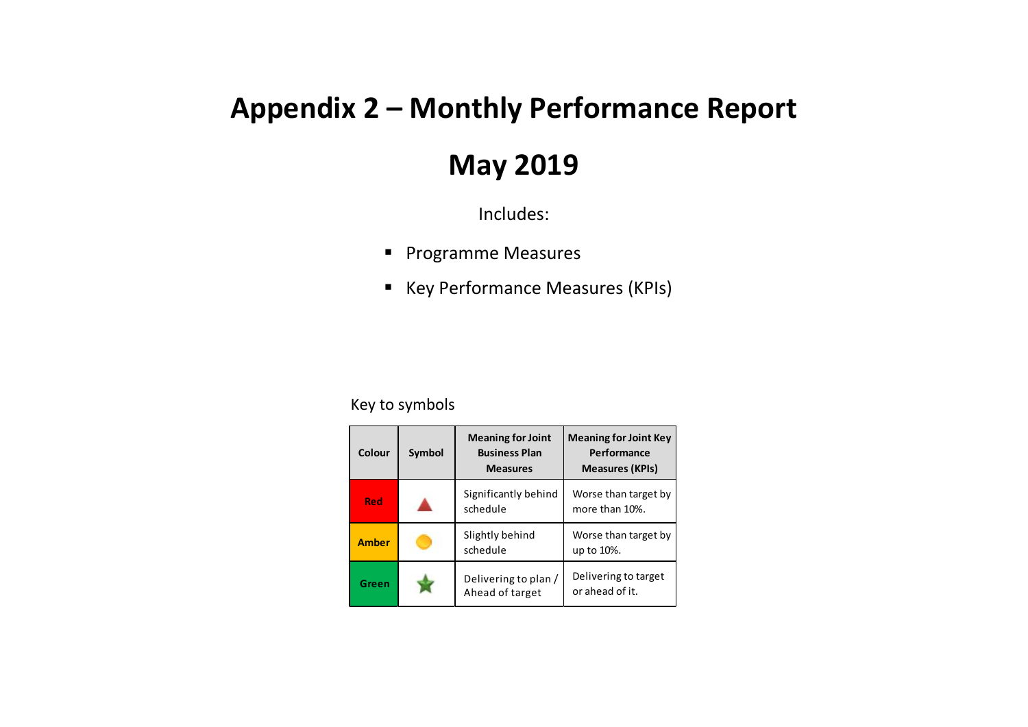# Appendix 2 – Monthly Performance Report

# May 2019

Includes:

- Programme Measures
- Key Performance Measures (KPIs)

Key to symbols

| Colour | Symbol | Meaning for Joint Business Plan Measures | Meaning for Joint Key Performance Measures (KPIs) |
|---|---|---|---|
| Red | ▲ | Significantly behind schedule | Worse than target by more than 10%. |
| Amber | ● | Slightly behind schedule | Worse than target by up to 10%. |
| Green | ★ | Delivering to plan / Ahead of target | Delivering to target or ahead of it. |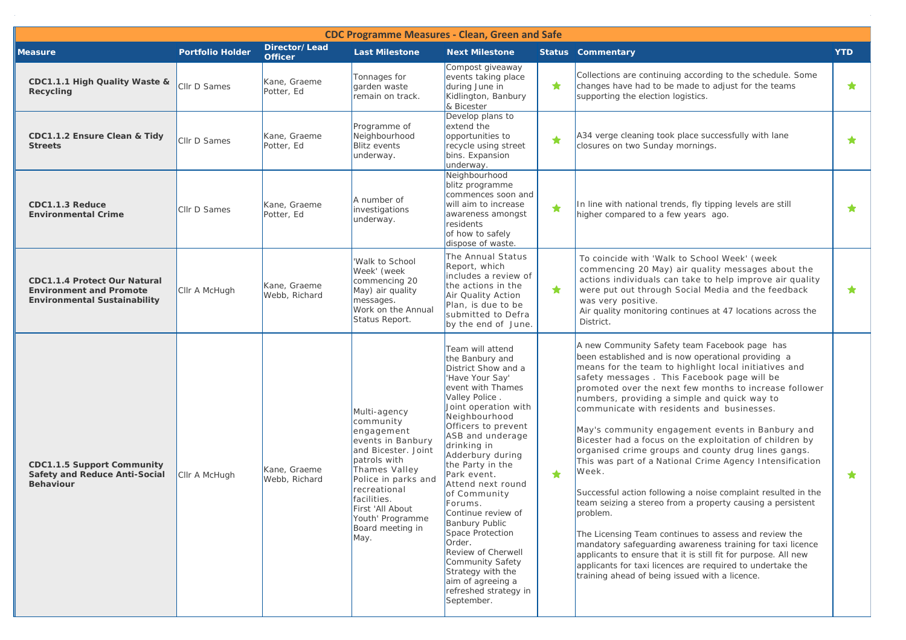| CDC Programme Measures - Clean, Green and Safe | | | | | | | |
|---|---|---|---|---|---|---|---|
| **Measure** | **Portfolio Holder** | **Director/ Lead Officer** | **Last Milestone** | **Next Milestone** | **Status** | **Commentary** | **YTD** |
| **CDC1.1.1 High Quality Waste & Recycling** | Cllr D Sames | Kane, Graeme<br>Potter, Ed | Tonnages for garden waste remain on track. | Compost giveaway events taking place during June in Kidlington, Banbury & Bicester | ★ | Collections are continuing according to the schedule. Some changes have had to be made to adjust for the teams supporting the election logistics. | ★ |
| **CDC1.1.2 Ensure Clean & Tidy Streets** | Cllr D Sames | Kane, Graeme<br>Potter, Ed | Programme of Neighbourhood Blitz events underway. | Develop plans to extend the opportunities to recycle using street bins. Expansion underway. | ★ | A34 verge cleaning took place successfully with lane closures on two Sunday mornings. | ★ |
| **CDC1.1.3 Reduce Environmental Crime** | Cllr D Sames | Kane, Graeme<br>Potter, Ed | A number of investigations underway. | Neighbourhood blitz programme commences soon and will aim to increase awareness amongst residents of how to safely dispose of waste. | ★ | In line with national trends, fly tipping levels are still higher compared to a few years ago. | ★ |
| **CDC1.1.4 Protect Our Natural Environment and Promote Environmental Sustainability** | Cllr A McHugh | Kane, Graeme<br>Webb, Richard | 'Walk to School Week' (week commencing 20 May) air quality messages.<br>Work on the Annual Status Report. | The Annual Status Report, which includes a review of the actions in the Air Quality Action Plan, is due to be submitted to Defra by the end of June. | ★ | To coincide with 'Walk to School Week' (week commencing 20 May) air quality messages about the actions individuals can take to help improve air quality were put out through Social Media and the feedback was very positive.<br>Air quality monitoring continues at 47 locations across the District. | ★ |
| **CDC1.1.5 Support Community Safety and Reduce Anti-Social Behaviour** | Cllr A McHugh | Kane, Graeme<br>Webb, Richard | Multi-agency community engagement events in Banbury and Bicester. Joint patrols with Thames Valley Police in parks and recreational facilities.<br>First 'All About Youth' Programme Board meeting in May. | Team will attend the Banbury and District Show and a 'Have Your Say' event with Thames Valley Police .<br>Joint operation with Neighbourhood Officers to prevent ASB and underage drinking in Adderbury during the Party in the Park event.<br>Attend next round of Community Forums.<br>Continue review of Banbury Public Space Protection Order.<br>Review of Cherwell Community Safety Strategy with the aim of agreeing a refreshed strategy in September. | ★ | A new Community Safety team Facebook page has been established and is now operational providing a means for the team to highlight local initiatives and safety messages . This Facebook page will be promoted over the next few months to increase follower numbers, providing a simple and quick way to communicate with residents and businesses.<br><br>May's community engagement events in Banbury and Bicester had a focus on the exploitation of children by organised crime groups and county drug lines gangs. This was part of a National Crime Agency Intensification Week.<br><br>Successful action following a noise complaint resulted in the team seizing a stereo from a property causing a persistent problem.<br><br>The Licensing Team continues to assess and review the mandatory safeguarding awareness training for taxi licence applicants to ensure that it is still fit for purpose. All new applicants for taxi licences are required to undertake the training ahead of being issued with a licence. | ★ |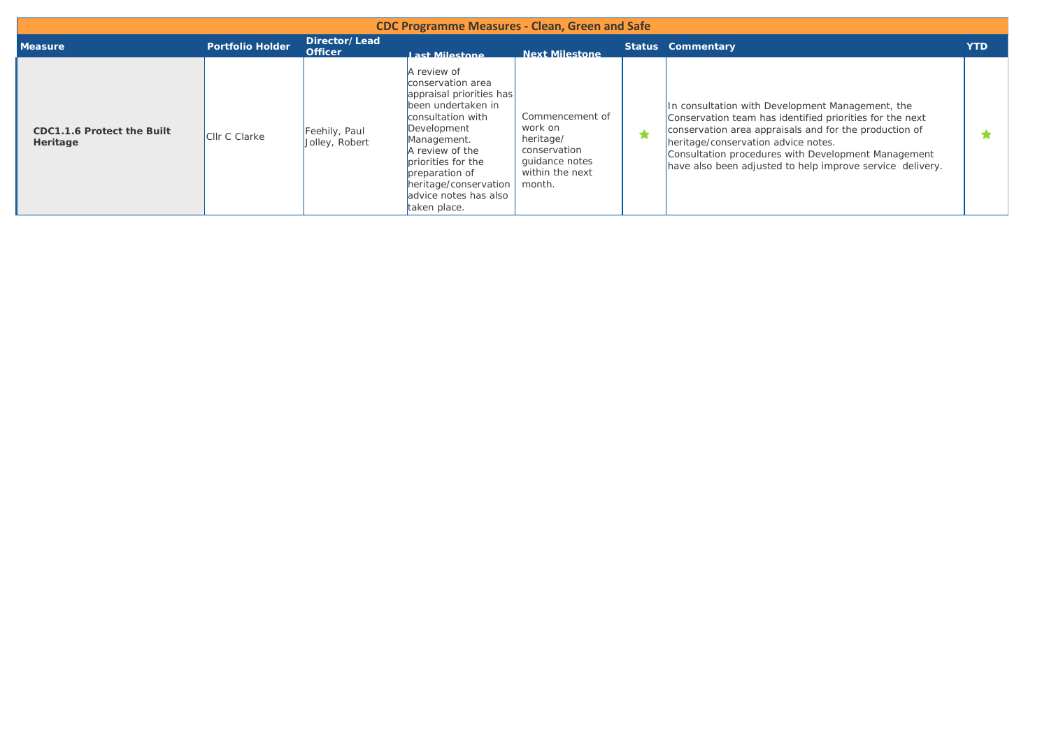| CDC Programme Measures - Clean, Green and Safe | | | | | | | |
|---|---|---|---|---|---|---|---|
| **Measure** | **Portfolio Holder** | **Director/ Lead Officer** | **Last Milestone** | **Next Milestone** | **Status** | **Commentary** | **YTD** |
| **CDC1.1.6 Protect the Built Heritage** | Cllr C Clarke | Feehily, Paul<br>Jolley, Robert | A review of conservation area appraisal priorities has been undertaken in consultation with Development Management.<br>A review of the priorities for the preparation of heritage/conservation advice notes has also taken place. | Commencement of work on heritage/ conservation guidance notes within the next month. | ★ | In consultation with Development Management, the Conservation team has identified priorities for the next conservation area appraisals and for the production of heritage/conservation advice notes.<br>Consultation procedures with Development Management have also been adjusted to help improve service delivery. | ★ |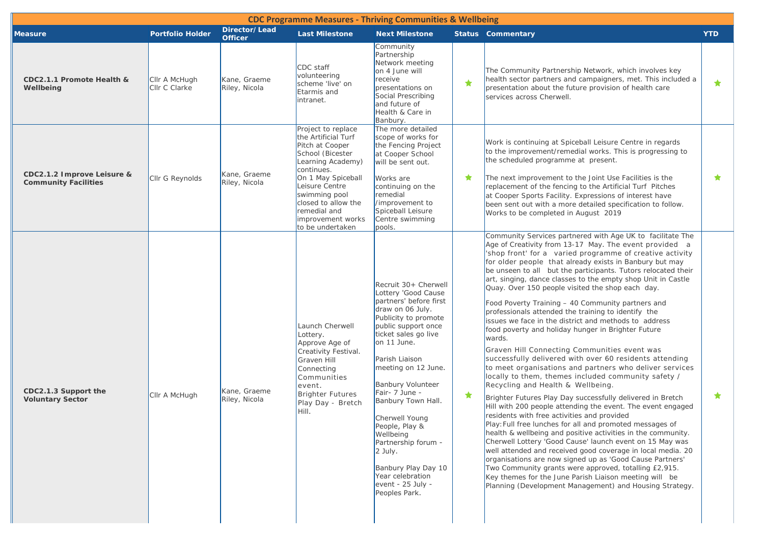## CDC Programme Measures - Thriving Communities & Wellbeing

| Measure | Portfolio Holder | Director/ Lead Officer | Last Milestone | Next Milestone | Status | Commentary | YTD |
|---|---|---|---|---|---|---|---|
| **CDC2.1.1 Promote Health & Wellbeing** | Cllr A McHugh<br>Cllr C Clarke | Kane, Graeme<br>Riley, Nicola | CDC staff volunteering scheme 'live' on Etarmis and intranet. | Community Partnership Network meeting on 4 June will receive presentations on Social Prescribing and future of Health & Care in Banbury. | ★ | The Community Partnership Network, which involves key health sector partners and campaigners, met. This included a presentation about the future provision of health care services across Cherwell. | ★ |
| **CDC2.1.2 Improve Leisure & Community Facilities** | Cllr G Reynolds | Kane, Graeme<br>Riley, Nicola | Project to replace the Artificial Turf Pitch at Cooper School (Bicester Learning Academy) continues.<br>On 1 May Spiceball Leisure Centre swimming pool closed to allow the remedial and improvement works to be undertaken | The more detailed scope of works for the Fencing Project at Cooper School will be sent out.<br><br>Works are continuing on the remedial /improvement to Spiceball Leisure Centre swimming pools. | ★ | Work is continuing at Spiceball Leisure Centre in regards to the improvement/remedial works. This is progressing to the scheduled programme at present.<br><br>The next improvement to the Joint Use Facilities is the replacement of the fencing to the Artificial Turf Pitches at Cooper Sports Facility. Expressions of interest have been sent out with a more detailed specification to follow. Works to be completed in August 2019 | ★ |
| **CDC2.1.3 Support the Voluntary Sector** | Cllr A McHugh | Kane, Graeme<br>Riley, Nicola | Launch Cherwell Lottery.<br>Approve Age of Creativity Festival.<br>Graven Hill Connecting Communities event.<br>Brighter Futures Play Day - Bretch Hill. | Recruit 30+ Cherwell Lottery 'Good Cause partners' before first draw on 06 July. Publicity to promote public support once ticket sales go live on 11 June.<br><br>Parish Liaison meeting on 12 June.<br><br>Banbury Volunteer Fair- 7 June - Banbury Town Hall.<br><br>Cherwell Young People, Play & Wellbeing Partnership forum - 2 July.<br><br>Banbury Play Day 10 Year celebration event - 25 July - Peoples Park. | ★ | Community Services partnered with Age UK to facilitate The Age of Creativity from 13-17 May. The event provided a 'shop front' for a varied programme of creative activity for older people that already exists in Banbury but may be unseen to all but the participants. Tutors relocated their art, singing, dance classes to the empty shop Unit in Castle Quay. Over 150 people visited the shop each day.<br><br>Food Poverty Training – 40 Community partners and professionals attended the training to identify the issues we face in the district and methods to address food poverty and holiday hunger in Brighter Future wards.<br><br>Graven Hill Connecting Communities event was successfully delivered with over 60 residents attending to meet organisations and partners who deliver services locally to them, themes included community safety / Recycling and Health & Wellbeing.<br><br>Brighter Futures Play Day successfully delivered in Bretch Hill with 200 people attending the event. The event engaged residents with free activities and provided Play:Full free lunches for all and promoted messages of health & wellbeing and positive activities in the community. Cherwell Lottery 'Good Cause' launch event on 15 May was well attended and received good coverage in local media. 20 organisations are now signed up as 'Good Cause Partners' Two Community grants were approved, totalling £2,915. Key themes for the June Parish Liaison meeting will be Planning (Development Management) and Housing Strategy. | ★ |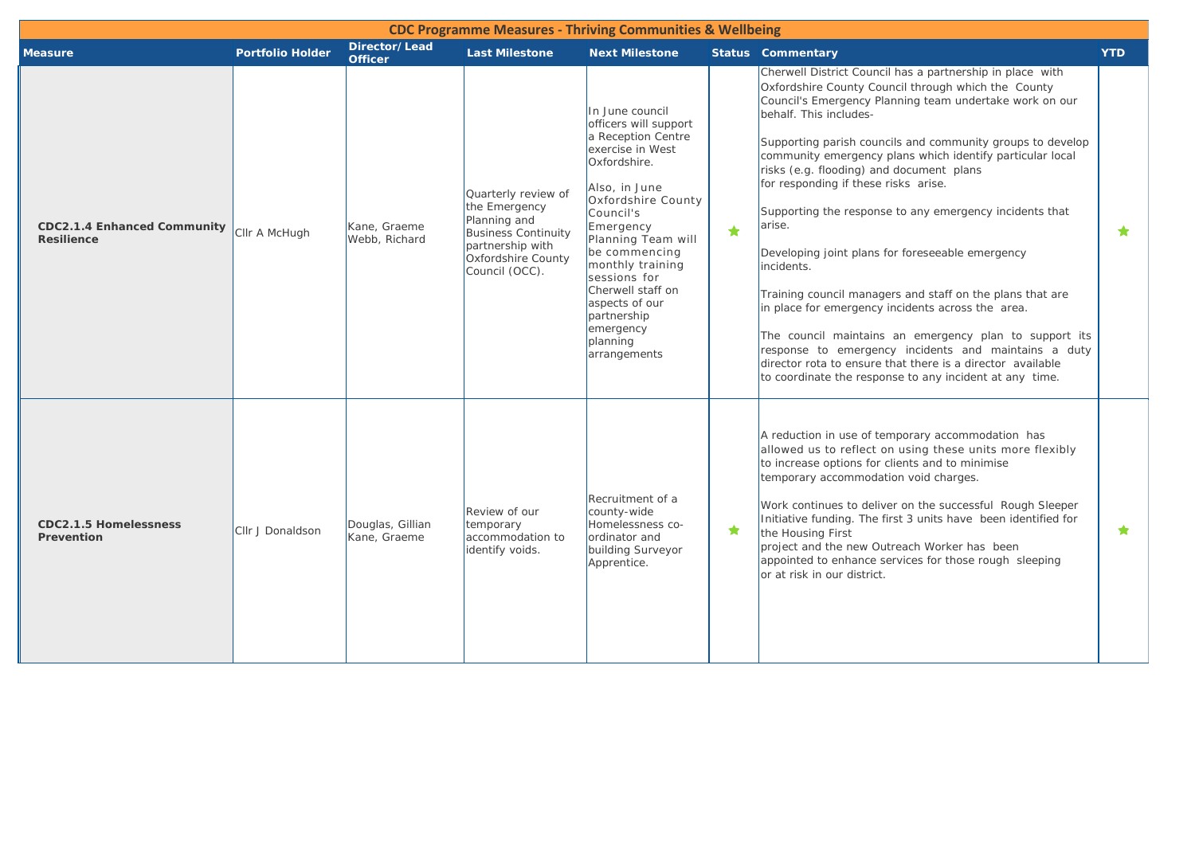# CDC Programme Measures - Thriving Communities & Wellbeing

| Measure | Portfolio Holder | Director/ Lead Officer | Last Milestone | Next Milestone | Status | Commentary | YTD |
|---|---|---|---|---|---|---|---|
| **CDC2.1.4 Enhanced Community Resilience** | Cllr A McHugh | Kane, Graeme<br>Webb, Richard | Quarterly review of the Emergency Planning and Business Continuity partnership with Oxfordshire County Council (OCC). | In June council officers will support a Reception Centre exercise in West Oxfordshire.<br><br>Also, in June Oxfordshire County Council's Emergency Planning Team will be commencing monthly training sessions for Cherwell staff on aspects of our partnership emergency planning arrangements | ★ | Cherwell District Council has a partnership in place with Oxfordshire County Council through which the County Council's Emergency Planning team undertake work on our behalf. This includes-<br><br>Supporting parish councils and community groups to develop community emergency plans which identify particular local risks (e.g. flooding) and document plans for responding if these risks arise.<br><br>Supporting the response to any emergency incidents that arise.<br><br>Developing joint plans for foreseeable emergency incidents.<br><br>Training council managers and staff on the plans that are in place for emergency incidents across the area.<br><br>The council maintains an emergency plan to support its response to emergency incidents and maintains a duty director rota to ensure that there is a director available to coordinate the response to any incident at any time. | ★ |
| **CDC2.1.5 Homelessness Prevention** | Cllr J Donaldson | Douglas, Gillian<br>Kane, Graeme | Review of our temporary accommodation to identify voids. | Recruitment of a county-wide Homelessness co-ordinator and building Surveyor Apprentice. | ★ | A reduction in use of temporary accommodation has allowed us to reflect on using these units more flexibly to increase options for clients and to minimise temporary accommodation void charges.<br><br>Work continues to deliver on the successful Rough Sleeper Initiative funding. The first 3 units have been identified for the Housing First project and the new Outreach Worker has been appointed to enhance services for those rough sleeping or at risk in our district. | ★ |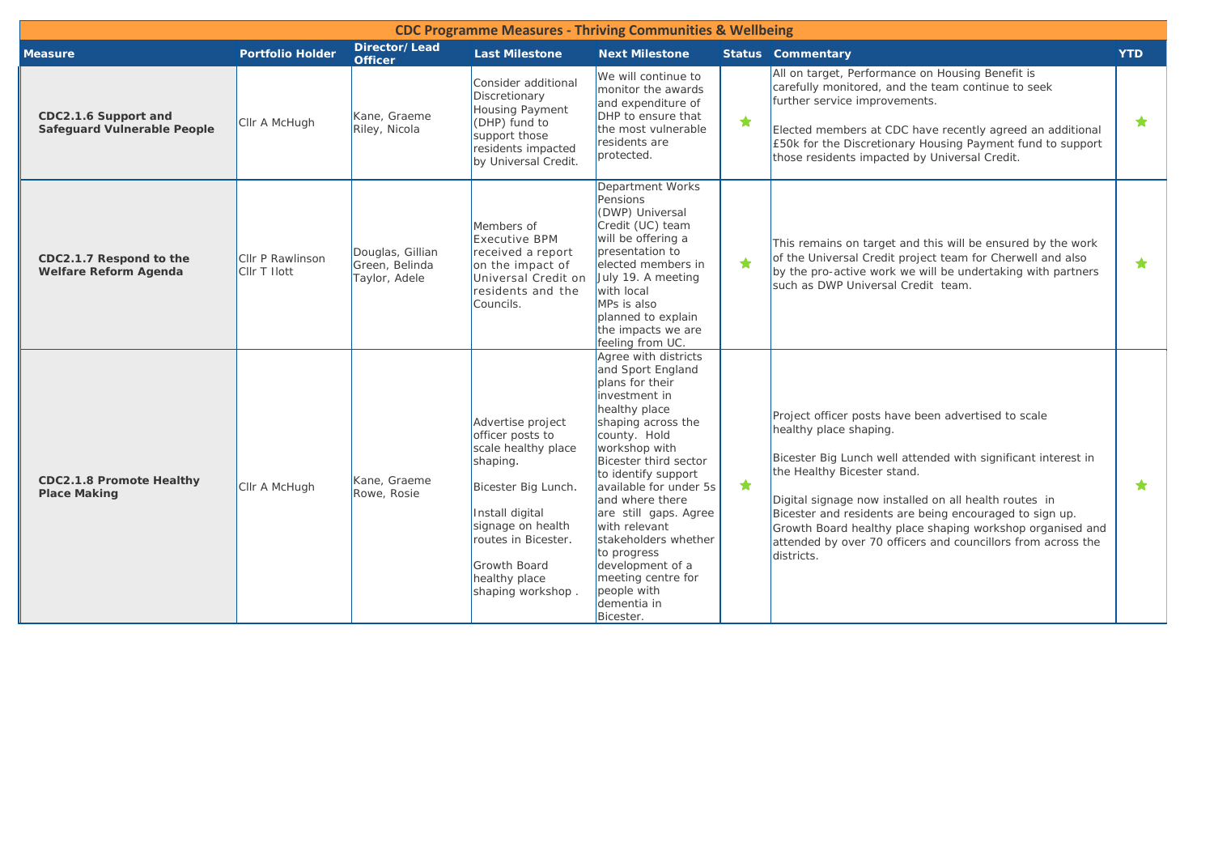## CDC Programme Measures - Thriving Communities & Wellbeing

| Measure | Portfolio Holder | Director/ Lead Officer | Last Milestone | Next Milestone | Status | Commentary | YTD |
|---|---|---|---|---|---|---|---|
| **CDC2.1.6 Support and Safeguard Vulnerable People** | Cllr A McHugh | Kane, Graeme<br>Riley, Nicola | Consider additional Discretionary Housing Payment (DHP) fund to support those residents impacted by Universal Credit. | We will continue to monitor the awards and expenditure of DHP to ensure that the most vulnerable residents are protected. | ★ | All on target, Performance on Housing Benefit is carefully monitored, and the team continue to seek further service improvements.<br><br>Elected members at CDC have recently agreed an additional £50k for the Discretionary Housing Payment fund to support those residents impacted by Universal Credit. | ★ |
| **CDC2.1.7 Respond to the Welfare Reform Agenda** | Cllr P Rawlinson<br>Cllr T Ilott | Douglas, Gillian<br>Green, Belinda<br>Taylor, Adele | Members of Executive BPM received a report on the impact of Universal Credit on residents and the Councils. | Department Works Pensions (DWP) Universal Credit (UC) team will be offering a presentation to elected members in July 19. A meeting with local MPs is also planned to explain the impacts we are feeling from UC. | ★ | This remains on target and this will be ensured by the work of the Universal Credit project team for Cherwell and also by the pro-active work we will be undertaking with partners such as DWP Universal Credit team. | ★ |
| **CDC2.1.8 Promote Healthy Place Making** | Cllr A McHugh | Kane, Graeme<br>Rowe, Rosie | Advertise project officer posts to scale healthy place shaping.<br><br>Bicester Big Lunch.<br><br>Install digital signage on health routes in Bicester.<br><br>Growth Board healthy place shaping workshop . | Agree with districts and Sport England plans for their investment in healthy place shaping across the county. Hold workshop with Bicester third sector to identify support available for under 5s and where there are still gaps. Agree with relevant stakeholders whether to progress development of a meeting centre for people with dementia in Bicester. | ★ | Project officer posts have been advertised to scale healthy place shaping.<br><br>Bicester Big Lunch well attended with significant interest in the Healthy Bicester stand.<br><br>Digital signage now installed on all health routes in Bicester and residents are being encouraged to sign up. Growth Board healthy place shaping workshop organised and attended by over 70 officers and councillors from across the districts. | ★ |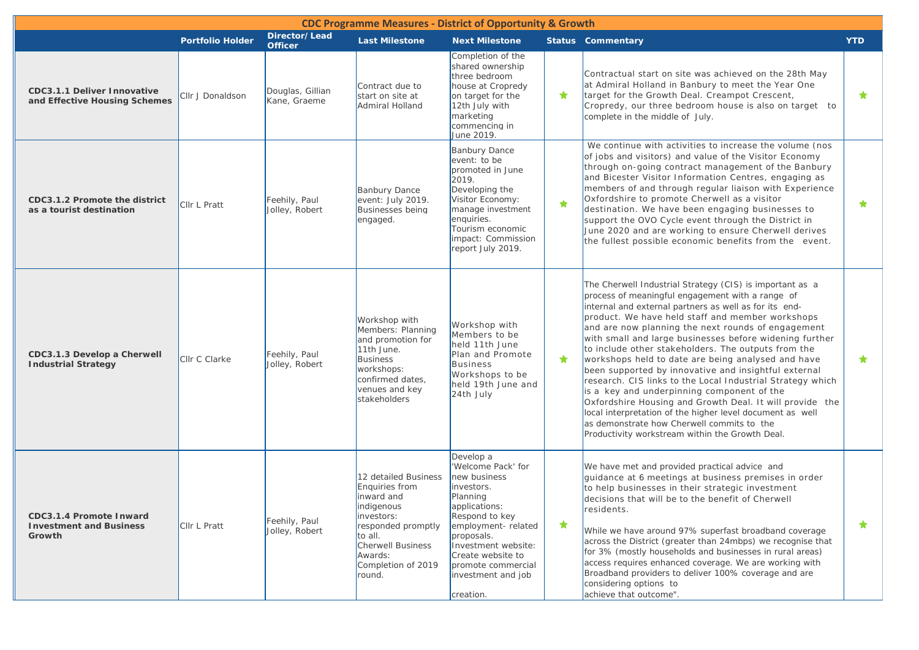| CDC Programme Measures - District of Opportunity & Growth | | | | | | | |
|---|---|---|---|---|---|---|---|
| | **Portfolio Holder** | **Director/Lead Officer** | **Last Milestone** | **Next Milestone** | **Status** | **Commentary** | **YTD** |
| **CDC3.1.1 Deliver Innovative and Effective Housing Schemes** | Cllr J Donaldson | Douglas, Gillian Kane, Graeme | Contract due to start on site at Admiral Holland | Completion of the shared ownership three bedroom house at Cropredy on target for the 12th July with marketing commencing in June 2019. | ★ | Contractual start on site was achieved on the 28th May at Admiral Holland in Banbury to meet the Year One target for the Growth Deal. Creampot Crescent, Cropredy, our three bedroom house is also on target to complete in the middle of July. | ★ |
| **CDC3.1.2 Promote the district as a tourist destination** | Cllr L Pratt | Feehily, Paul Jolley, Robert | Banbury Dance event: July 2019. Businesses being engaged. | Banbury Dance event: to be promoted in June 2019. Developing the Visitor Economy: manage investment enquiries. Tourism economic impact: Commission report July 2019. | ★ | We continue with activities to increase the volume (nos of jobs and visitors) and value of the Visitor Economy through on-going contract management of the Banbury and Bicester Visitor Information Centres, engaging as members of and through regular liaison with Experience Oxfordshire to promote Cherwell as a visitor destination. We have been engaging businesses to support the OVO Cycle event through the District in June 2020 and are working to ensure Cherwell derives the fullest possible economic benefits from the event. | ★ |
| **CDC3.1.3 Develop a Cherwell Industrial Strategy** | Cllr C Clarke | Feehily, Paul Jolley, Robert | Workshop with Members: Planning and promotion for 11th June. Business workshops: confirmed dates, venues and key stakeholders | Workshop with Members to be held 11th June Plan and Promote Business Workshops to be held 19th June and 24th July | ★ | The Cherwell Industrial Strategy (CIS) is important as a process of meaningful engagement with a range of internal and external partners as well as for its end-product. We have held staff and member workshops and are now planning the next rounds of engagement with small and large businesses before widening further to include other stakeholders. The outputs from the workshops held to date are being analysed and have been supported by innovative and insightful external research. CIS links to the Local Industrial Strategy which is a key and underpinning component of the Oxfordshire Housing and Growth Deal. It will provide the local interpretation of the higher level document as well as demonstrate how Cherwell commits to the Productivity workstream within the Growth Deal. | ★ |
| **CDC3.1.4 Promote Inward Investment and Business Growth** | Cllr L Pratt | Feehily, Paul Jolley, Robert | 12 detailed Business Enquiries from inward and indigenous investors: responded promptly to all. Cherwell Business Awards: Completion of 2019 round. | Develop a 'Welcome Pack' for new business investors. Planning applications: Respond to key employment- related proposals. Investment website: Create website to promote commercial investment and job creation. | ★ | We have met and provided practical advice and guidance at 6 meetings at business premises in order to help businesses in their strategic investment decisions that will be to the benefit of Cherwell residents.<br><br>While we have around 97% superfast broadband coverage across the District (greater than 24mbps) we recognise that for 3% (mostly households and businesses in rural areas) access requires enhanced coverage. We are working with Broadband providers to deliver 100% coverage and are considering options to achieve that outcome". | ★ |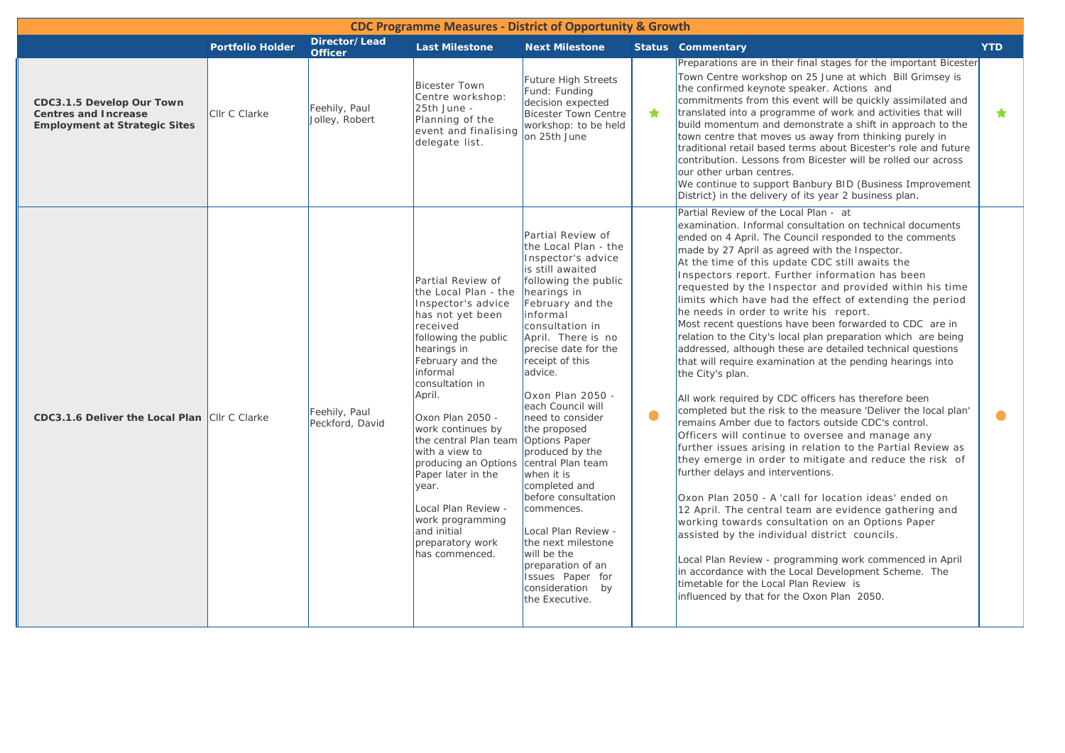# CDC Programme Measures - District of Opportunity & Growth

| | Portfolio Holder | Director/Lead Officer | Last Milestone | Next Milestone | Status | Commentary | YTD |
|---|---|---|---|---|---|---|---|
| **CDC3.1.5 Develop Our Town Centres and Increase Employment at Strategic Sites** | Cllr C Clarke | Feehily, Paul Jolley, Robert | Bicester Town Centre workshop: 25th June - Planning of the event and finalising delegate list. | Future High Streets Fund: Funding decision expected Bicester Town Centre workshop: to be held on 25th June | ★ | Preparations are in their final stages for the important Bicester Town Centre workshop on 25 June at which Bill Grimsey is the confirmed keynote speaker. Actions and commitments from this event will be quickly assimilated and translated into a programme of work and activities that will build momentum and demonstrate a shift in approach to the town centre that moves us away from thinking purely in traditional retail based terms about Bicester's role and future contribution. Lessons from Bicester will be rolled our across our other urban centres.<br>We continue to support Banbury BID (Business Improvement District) in the delivery of its year 2 business plan. | ★ |
| **CDC3.1.6 Deliver the Local Plan** | Cllr C Clarke | Feehily, Paul Peckford, David | Partial Review of the Local Plan - the Inspector's advice has not yet been received following the public hearings in February and the informal consultation in April.<br><br>Oxon Plan 2050 - work continues by the central Plan team with a view to producing an Options Paper later in the year.<br><br>Local Plan Review - work programming and initial preparatory work has commenced. | Partial Review of the Local Plan - the Inspector's advice is still awaited following the public hearings in February and the informal consultation in April. There is no precise date for the receipt of this advice.<br><br>Oxon Plan 2050 - each Council will need to consider the proposed Options Paper produced by the central Plan team when it is completed and before consultation commences.<br><br>Local Plan Review - the next milestone will be the preparation of an Issues Paper for consideration by the Executive. | ● | Partial Review of the Local Plan - at examination. Informal consultation on technical documents ended on 4 April. The Council responded to the comments made by 27 April as agreed with the Inspector.<br>At the time of this update CDC still awaits the Inspectors report. Further information has been requested by the Inspector and provided within his time limits which have had the effect of extending the period he needs in order to write his report.<br>Most recent questions have been forwarded to CDC are in relation to the City's local plan preparation which are being addressed, although these are detailed technical questions that will require examination at the pending hearings into the City's plan.<br><br>All work required by CDC officers has therefore been completed but the risk to the measure 'Deliver the local plan' remains Amber due to factors outside CDC's control. Officers will continue to oversee and manage any further issues arising in relation to the Partial Review as they emerge in order to mitigate and reduce the risk of further delays and interventions.<br><br>Oxon Plan 2050 - A 'call for location ideas' ended on 12 April. The central team are evidence gathering and working towards consultation on an Options Paper assisted by the individual district councils.<br><br>Local Plan Review - programming work commenced in April in accordance with the Local Development Scheme. The timetable for the Local Plan Review is influenced by that for the Oxon Plan 2050. | ● |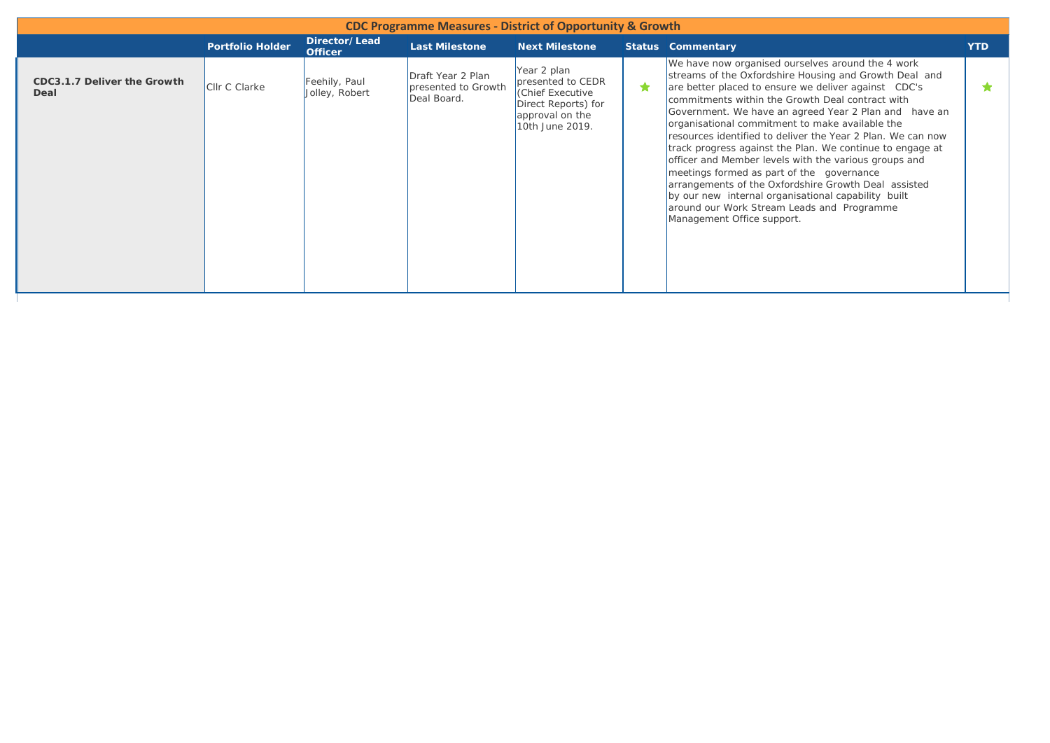| CDC Programme Measures - District of Opportunity & Growth | | | | | | | |
|---|---|---|---|---|---|---|---|
| | **Portfolio Holder** | **Director/Lead Officer** | **Last Milestone** | **Next Milestone** | **Status** | **Commentary** | **YTD** |
| **CDC3.1.7 Deliver the Growth Deal** | Cllr C Clarke | Feehily, Paul Jolley, Robert | Draft Year 2 Plan presented to Growth Deal Board. | Year 2 plan presented to CEDR (Chief Executive Direct Reports) for approval on the 10th June 2019. | ★ | We have now organised ourselves around the 4 work streams of the Oxfordshire Housing and Growth Deal and are better placed to ensure we deliver against CDC's commitments within the Growth Deal contract with Government. We have an agreed Year 2 Plan and have an organisational commitment to make available the resources identified to deliver the Year 2 Plan. We can now track progress against the Plan. We continue to engage at officer and Member levels with the various groups and meetings formed as part of the governance arrangements of the Oxfordshire Growth Deal assisted by our new internal organisational capability built around our Work Stream Leads and Programme Management Office support. | ★ |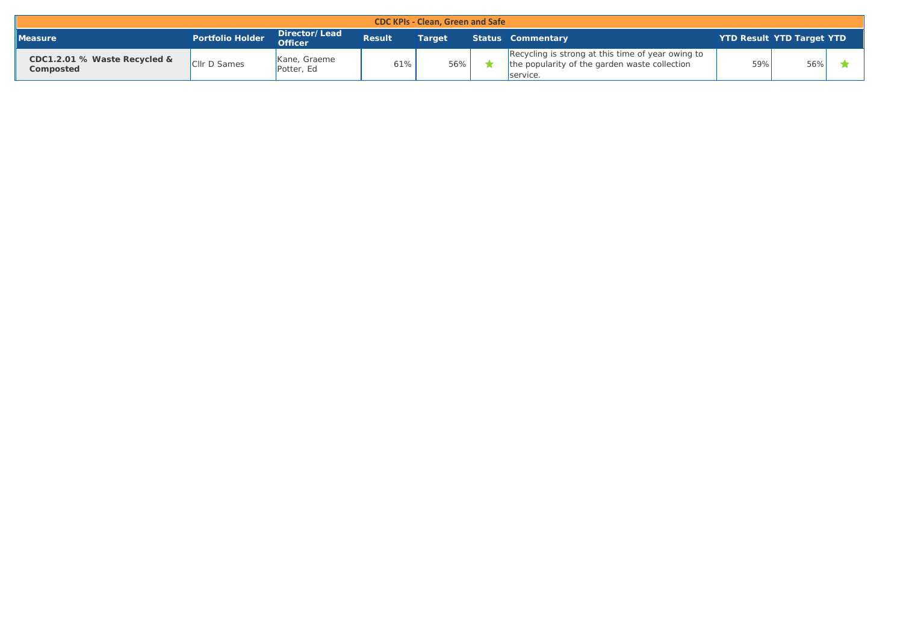## CDC KPIs - Clean, Green and Safe

| Measure | Portfolio Holder | Director/ Lead Officer | Result | Target | Status | Commentary | YTD Result | YTD Target | YTD |
|---|---|---|---|---|---|---|---|---|---|
| **CDC1.2.01 % Waste Recycled & Composted** | Cllr D Sames | Kane, Graeme<br>Potter, Ed | 61% | 56% | ★ | Recycling is strong at this time of year owing to the popularity of the garden waste collection service. | 59% | 56% | ★ |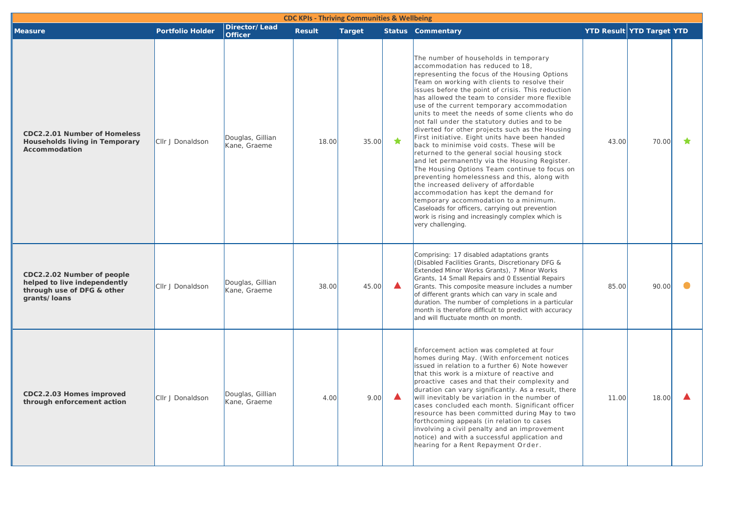| CDC KPIs - Thriving Communities & Wellbeing | | | | | | | | | |
|---|---|---|---|---|---|---|---|---|---|
| **Measure** | **Portfolio Holder** | **Director/ Lead Officer** | **Result** | **Target** | **Status** | **Commentary** | **YTD Result** | **YTD Target** | **YTD** |
| **CDC2.2.01 Number of Homeless Households living in Temporary Accommodation** | Cllr J Donaldson | Douglas, Gillian Kane, Graeme | 18.00 | 35.00 | ★ | The number of households in temporary accommodation has reduced to 18, representing the focus of the Housing Options Team on working with clients to resolve their issues before the point of crisis. This reduction has allowed the team to consider more flexible use of the current temporary accommodation units to meet the needs of some clients who do not fall under the statutory duties and to be diverted for other projects such as the Housing First initiative. Eight units have been handed back to minimise void costs. These will be returned to the general social housing stock and let permanently via the Housing Register. The Housing Options Team continue to focus on preventing homelessness and this, along with the increased delivery of affordable accommodation has kept the demand for temporary accommodation to a minimum. Caseloads for officers, carrying out prevention work is rising and increasingly complex which is very challenging. | 43.00 | 70.00 | ★ |
| **CDC2.2.02 Number of people helped to live independently through use of DFG & other grants/loans** | Cllr J Donaldson | Douglas, Gillian Kane, Graeme | 38.00 | 45.00 | ▲ | Comprising: 17 disabled adaptations grants (Disabled Facilities Grants, Discretionary DFG & Extended Minor Works Grants), 7 Minor Works Grants, 14 Small Repairs and 0 Essential Repairs Grants. This composite measure includes a number of different grants which can vary in scale and duration. The number of completions in a particular month is therefore difficult to predict with accuracy and will fluctuate month on month. | 85.00 | 90.00 | ● |
| **CDC2.2.03 Homes improved through enforcement action** | Cllr J Donaldson | Douglas, Gillian Kane, Graeme | 4.00 | 9.00 | ▲ | Enforcement action was completed at four homes during May. (With enforcement notices issued in relation to a further 6) Note however that this work is a mixture of reactive and proactive cases and that their complexity and duration can vary significantly. As a result, there will inevitably be variation in the number of cases concluded each month. Significant officer resource has been committed during May to two forthcoming appeals (in relation to cases involving a civil penalty and an improvement notice) and with a successful application and hearing for a Rent Repayment Order. | 11.00 | 18.00 | ▲ |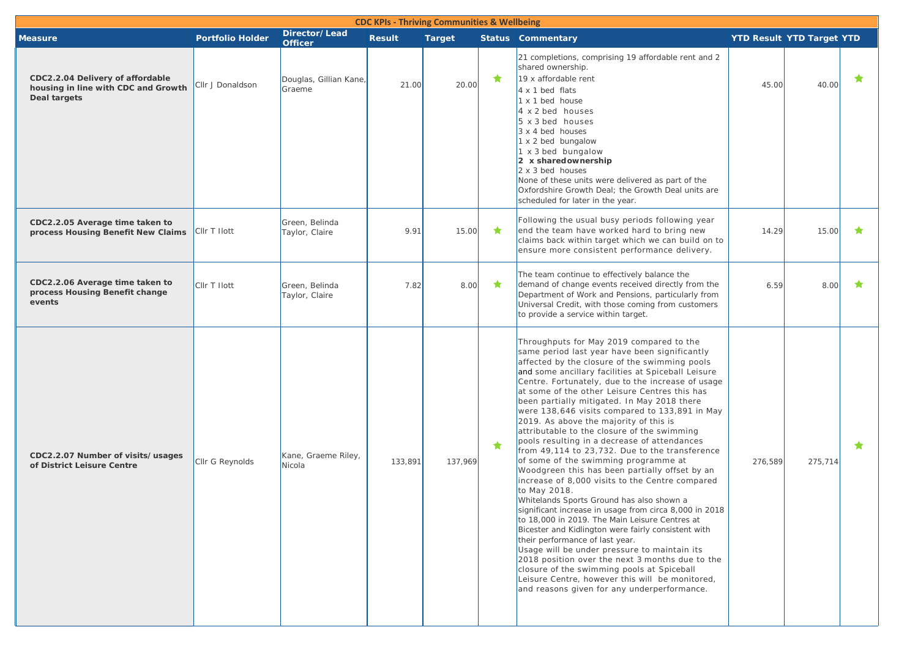## CDC KPIs - Thriving Communities & Wellbeing

| Measure | Portfolio Holder | Director/ Lead Officer | Result | Target | Status | Commentary | YTD Result | YTD Target | YTD |
|---|---|---|---|---|---|---|---|---|---|
| **CDC2.2.04 Delivery of affordable housing in line with CDC and Growth Deal targets** | Cllr J Donaldson | Douglas, Gillian Kane, Graeme | 21.00 | 20.00 | ★ | 21 completions, comprising 19 affordable rent and 2 shared ownership.<br>19 x affordable rent<br>4 x 1 bed flats<br>1 x 1 bed house<br>4 x 2 bed houses<br>5 x 3 bed houses<br>3 x 4 bed houses<br>1 x 2 bed bungalow<br>1 x 3 bed bungalow<br>**2 x sharedownership**<br>2 x 3 bed houses<br>None of these units were delivered as part of the Oxfordshire Growth Deal; the Growth Deal units are scheduled for later in the year. | 45.00 | 40.00 | ★ |
| **CDC2.2.05 Average time taken to process Housing Benefit New Claims** | Cllr T Ilott | Green, Belinda Taylor, Claire | 9.91 | 15.00 | ★ | Following the usual busy periods following year end the team have worked hard to bring new claims back within target which we can build on to ensure more consistent performance delivery. | 14.29 | 15.00 | ★ |
| **CDC2.2.06 Average time taken to process Housing Benefit change events** | Cllr T Ilott | Green, Belinda Taylor, Claire | 7.82 | 8.00 | ★ | The team continue to effectively balance the demand of change events received directly from the Department of Work and Pensions, particularly from Universal Credit, with those coming from customers to provide a service within target. | 6.59 | 8.00 | ★ |
| **CDC2.2.07 Number of visits/ usages of District Leisure Centre** | Cllr G Reynolds | Kane, Graeme Riley, Nicola | 133,891 | 137,969 | ★ | Throughputs for May 2019 compared to the same period last year have been significantly affected by the closure of the swimming pools and some ancillary facilities at Spiceball Leisure Centre. Fortunately, due to the increase of usage at some of the other Leisure Centres this has been partially mitigated. In May 2018 there were 138,646 visits compared to 133,891 in May 2019. As above the majority of this is attributable to the closure of the swimming pools resulting in a decrease of attendances from 49,114 to 23,732. Due to the transference of some of the swimming programme at Woodgreen this has been partially offset by an increase of 8,000 visits to the Centre compared to May 2018.<br>Whitelands Sports Ground has also shown a significant increase in usage from circa 8,000 in 2018 to 18,000 in 2019. The Main Leisure Centres at Bicester and Kidlington were fairly consistent with their performance of last year.<br>Usage will be under pressure to maintain its 2018 position over the next 3 months due to the closure of the swimming pools at Spiceball Leisure Centre, however this will be monitored, and reasons given for any underperformance. | 276,589 | 275,714 | ★ |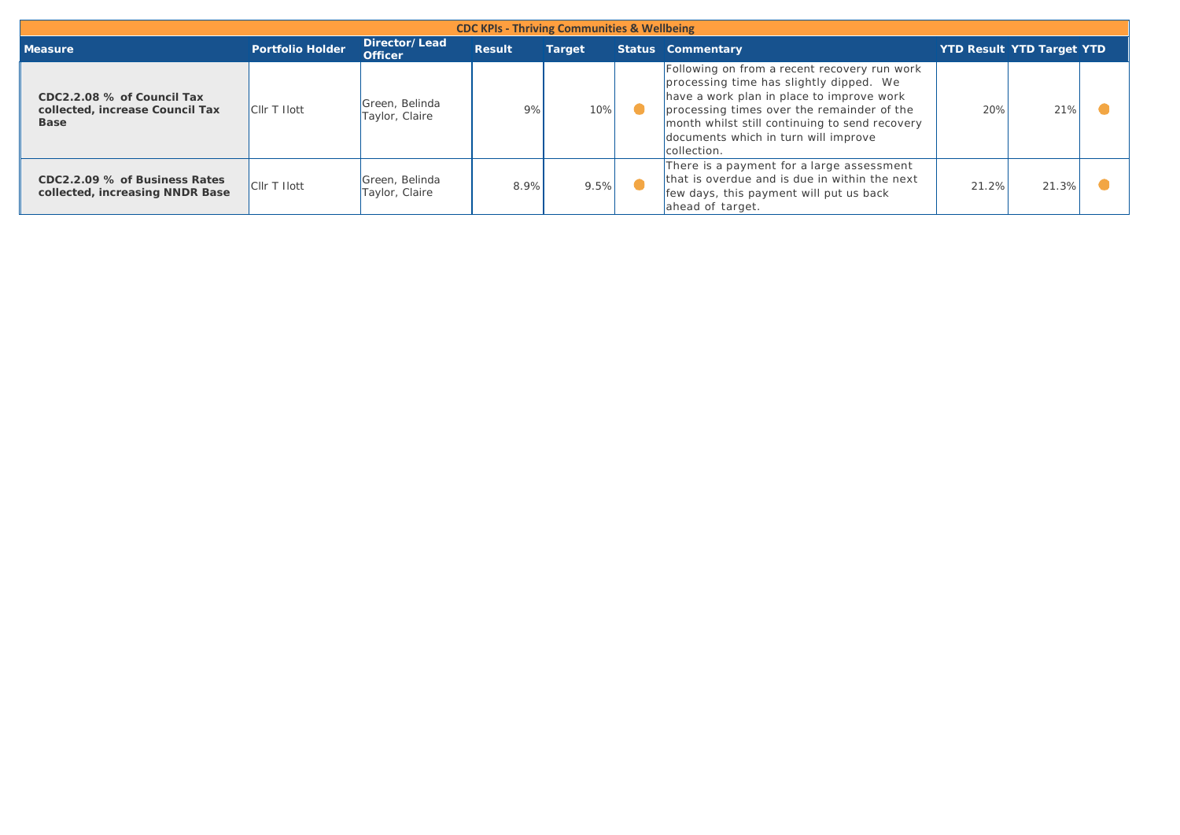| CDC KPIs - Thriving Communities & Wellbeing | | | | | | | | | |
|---|---|---|---|---|---|---|---|---|---|
| **Measure** | **Portfolio Holder** | **Director/ Lead Officer** | **Result** | **Target** | **Status** | **Commentary** | **YTD Result** | **YTD Target** | **YTD** |
| **CDC2.2.08 % of Council Tax collected, increase Council Tax Base** | Cllr T Ilott | Green, Belinda Taylor, Claire | 9% | 10% | ● | Following on from a recent recovery run work processing time has slightly dipped. We have a work plan in place to improve work processing times over the remainder of the month whilst still continuing to send recovery documents which in turn will improve collection. | 20% | 21% | ● |
| **CDC2.2.09 % of Business Rates collected, increasing NNDR Base** | Cllr T Ilott | Green, Belinda Taylor, Claire | 8.9% | 9.5% | ● | There is a payment for a large assessment that is overdue and is due in within the next few days, this payment will put us back ahead of target. | 21.2% | 21.3% | ● |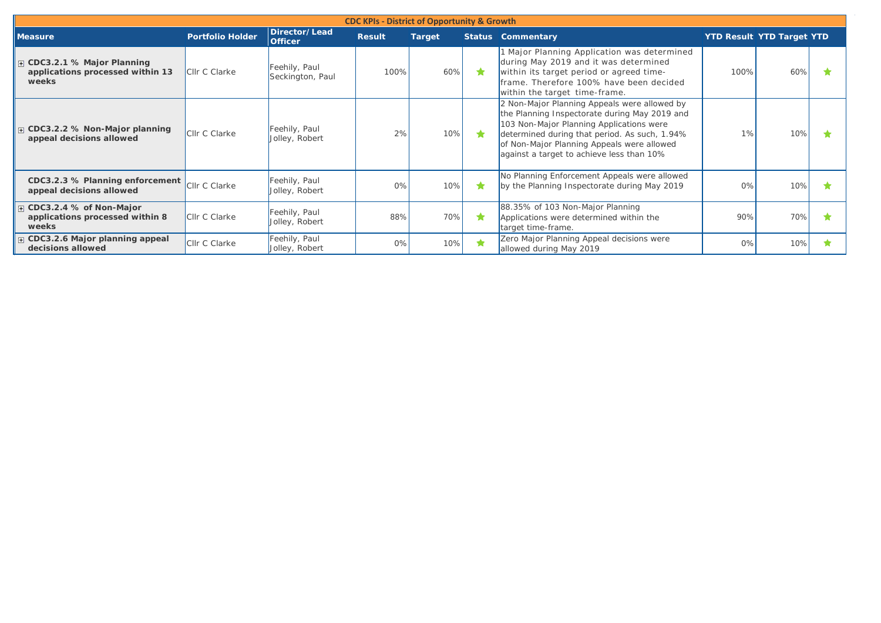| CDC KPIs - District of Opportunity & Growth | | | | | | | | | |
|---|---|---|---|---|---|---|---|---|---|
| **Measure** | **Portfolio Holder** | **Director/ Lead Officer** | **Result** | **Target** | **Status** | **Commentary** | **YTD Result** | **YTD Target** | **YTD** |
| **CDC3.2.1 % Major Planning applications processed within 13 weeks** | Cllr C Clarke | Feehily, Paul Seckington, Paul | 100% | 60% | ★ | 1 Major Planning Application was determined during May 2019 and it was determined within its target period or agreed time-frame. Therefore 100% have been decided within the target time-frame. | 100% | 60% | ★ |
| **CDC3.2.2 % Non-Major planning appeal decisions allowed** | Cllr C Clarke | Feehily, Paul Jolley, Robert | 2% | 10% | ★ | 2 Non-Major Planning Appeals were allowed by the Planning Inspectorate during May 2019 and 103 Non-Major Planning Applications were determined during that period. As such, 1.94% of Non-Major Planning Appeals were allowed against a target to achieve less than 10% | 1% | 10% | ★ |
| **CDC3.2.3 % Planning enforcement appeal decisions allowed** | Cllr C Clarke | Feehily, Paul Jolley, Robert | 0% | 10% | ★ | No Planning Enforcement Appeals were allowed by the Planning Inspectorate during May 2019 | 0% | 10% | ★ |
| **CDC3.2.4 % of Non-Major applications processed within 8 weeks** | Cllr C Clarke | Feehily, Paul Jolley, Robert | 88% | 70% | ★ | 88.35% of 103 Non-Major Planning Applications were determined within the target time-frame. | 90% | 70% | ★ |
| **CDC3.2.6 Major planning appeal decisions allowed** | Cllr C Clarke | Feehily, Paul Jolley, Robert | 0% | 10% | ★ | Zero Major Planning Appeal decisions were allowed during May 2019 | 0% | 10% | ★ |